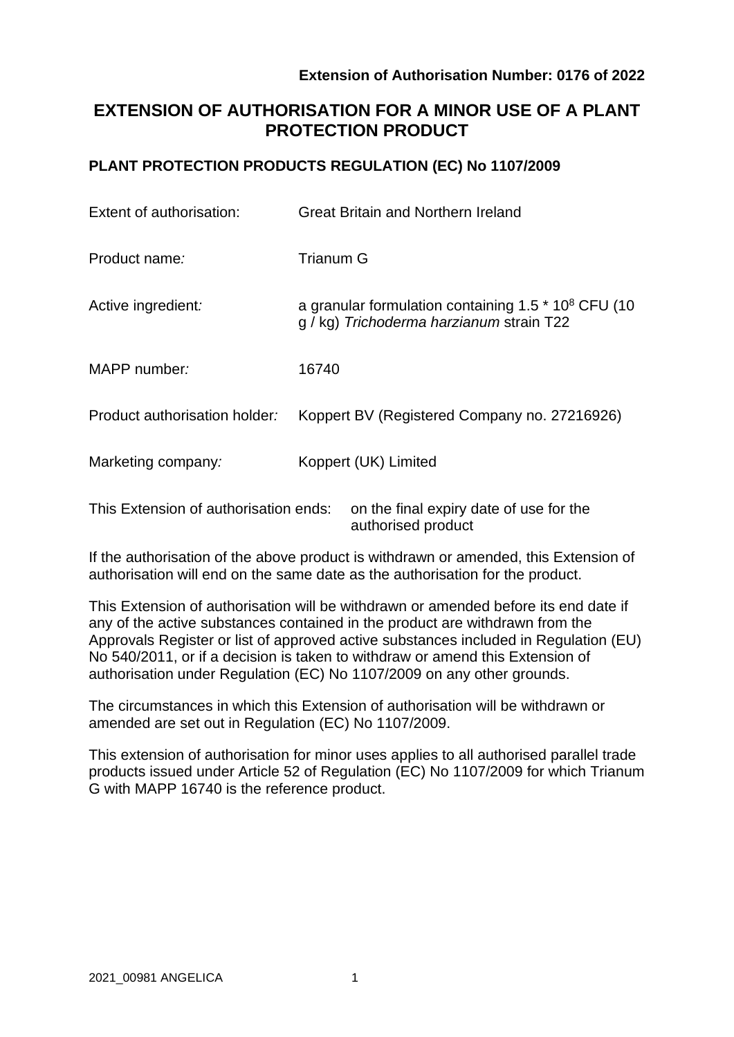**Extension of Authorisation Number: 0176 of 2022**

# EXTENSION OF AUTHORISATION FOR A MINOR USE OF A PLANT PROTECTION PRODUCT

## PLANT PROTECTION PRODUCTS REGULATION (EC) No 1107/2009

| | |
|---|---|
| Extent of authorisation: | Great Britain and Northern Ireland |
| Product name*:* | Trianum G |
| Active ingredient*:* | a granular formulation containing 1.5 * $10^8$ CFU (10 g / kg) *Trichoderma harzianum* strain T22 |
| MAPP number*:* | 16740 |
| Product authorisation holder*:* | Koppert BV (Registered Company no. 27216926) |
| Marketing company*:* | Koppert (UK) Limited |

This Extension of authorisation ends: on the final expiry date of use for the authorised product

If the authorisation of the above product is withdrawn or amended, this Extension of authorisation will end on the same date as the authorisation for the product.

This Extension of authorisation will be withdrawn or amended before its end date if any of the active substances contained in the product are withdrawn from the Approvals Register or list of approved active substances included in Regulation (EU) No 540/2011, or if a decision is taken to withdraw or amend this Extension of authorisation under Regulation (EC) No 1107/2009 on any other grounds.

The circumstances in which this Extension of authorisation will be withdrawn or amended are set out in Regulation (EC) No 1107/2009.

This extension of authorisation for minor uses applies to all authorised parallel trade products issued under Article 52 of Regulation (EC) No 1107/2009 for which Trianum G with MAPP 16740 is the reference product.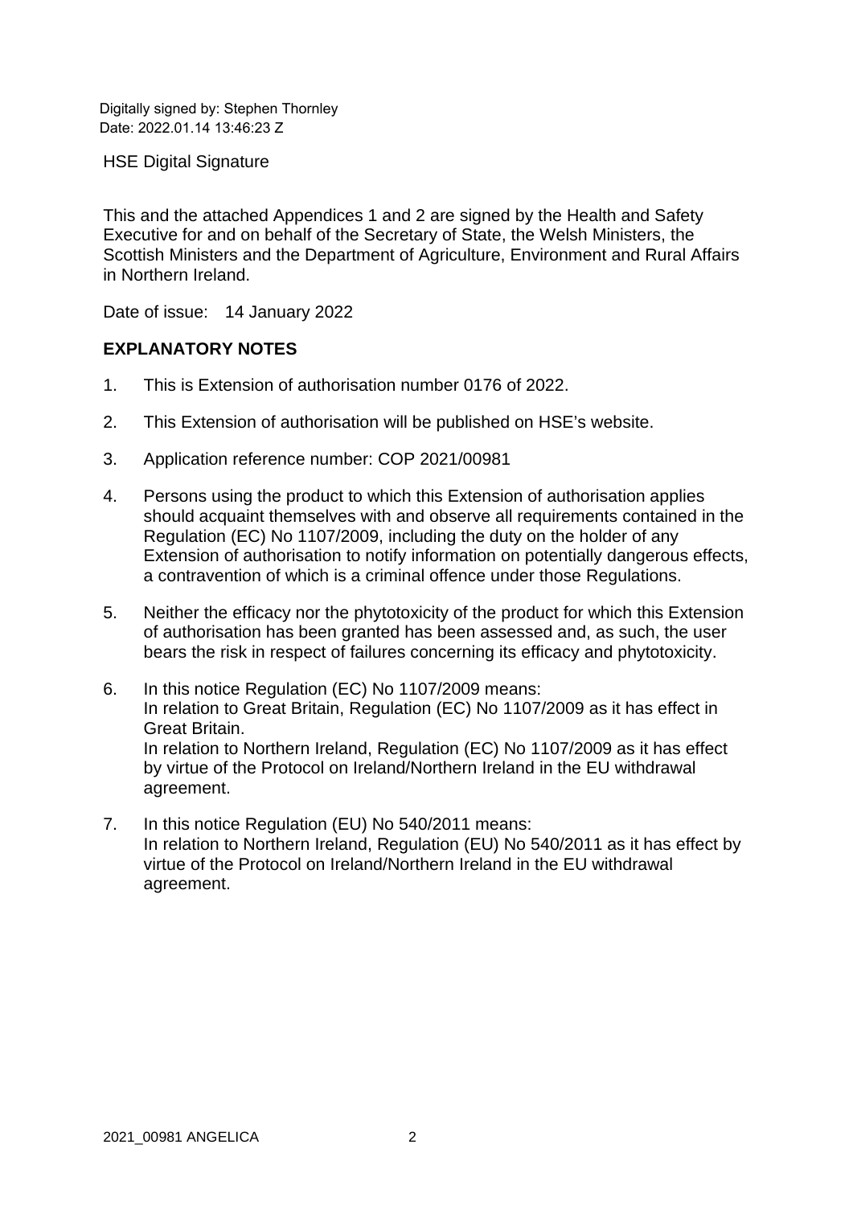Digitally signed by: Stephen Thornley
Date: 2022.01.14 13:46:23 Z

HSE Digital Signature

This and the attached Appendices 1 and 2 are signed by the Health and Safety Executive for and on behalf of the Secretary of State, the Welsh Ministers, the Scottish Ministers and the Department of Agriculture, Environment and Rural Affairs in Northern Ireland.

Date of issue: 14 January 2022

**EXPLANATORY NOTES**

1. This is Extension of authorisation number 0176 of 2022.
2. This Extension of authorisation will be published on HSE's website.
3. Application reference number: COP 2021/00981
4. Persons using the product to which this Extension of authorisation applies should acquaint themselves with and observe all requirements contained in the Regulation (EC) No 1107/2009, including the duty on the holder of any Extension of authorisation to notify information on potentially dangerous effects, a contravention of which is a criminal offence under those Regulations.
5. Neither the efficacy nor the phytotoxicity of the product for which this Extension of authorisation has been granted has been assessed and, as such, the user bears the risk in respect of failures concerning its efficacy and phytotoxicity.
6. In this notice Regulation (EC) No 1107/2009 means:
   In relation to Great Britain, Regulation (EC) No 1107/2009 as it has effect in Great Britain.
   In relation to Northern Ireland, Regulation (EC) No 1107/2009 as it has effect by virtue of the Protocol on Ireland/Northern Ireland in the EU withdrawal agreement.
7. In this notice Regulation (EU) No 540/2011 means:
   In relation to Northern Ireland, Regulation (EU) No 540/2011 as it has effect by virtue of the Protocol on Ireland/Northern Ireland in the EU withdrawal agreement.

2021_00981 ANGELICA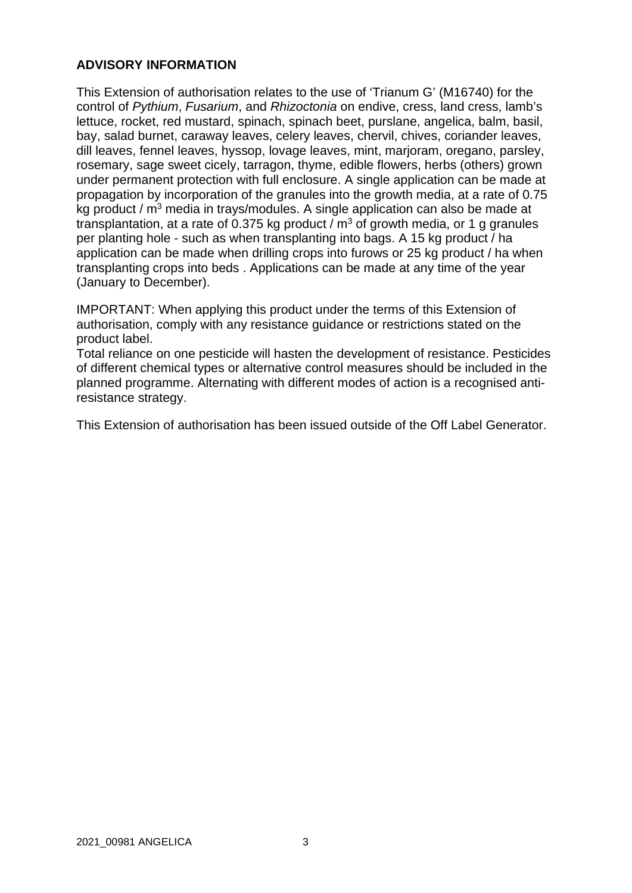## ADVISORY INFORMATION

This Extension of authorisation relates to the use of 'Trianum G' (M16740) for the control of *Pythium*, *Fusarium*, and *Rhizoctonia* on endive, cress, land cress, lamb's lettuce, rocket, red mustard, spinach, spinach beet, purslane, angelica, balm, basil, bay, salad burnet, caraway leaves, celery leaves, chervil, chives, coriander leaves, dill leaves, fennel leaves, hyssop, lovage leaves, mint, marjoram, oregano, parsley, rosemary, sage sweet cicely, tarragon, thyme, edible flowers, herbs (others) grown under permanent protection with full enclosure. A single application can be made at propagation by incorporation of the granules into the growth media, at a rate of 0.75 kg product / $m^3$ media in trays/modules. A single application can also be made at transplantation, at a rate of 0.375 kg product / $m^3$ of growth media, or 1 g granules per planting hole - such as when transplanting into bags. A 15 kg product / ha application can be made when drilling crops into furows or 25 kg product / ha when transplanting crops into beds . Applications can be made at any time of the year (January to December).

IMPORTANT: When applying this product under the terms of this Extension of authorisation, comply with any resistance guidance or restrictions stated on the product label.
Total reliance on one pesticide will hasten the development of resistance. Pesticides of different chemical types or alternative control measures should be included in the planned programme. Alternating with different modes of action is a recognised anti-resistance strategy.

This Extension of authorisation has been issued outside of the Off Label Generator.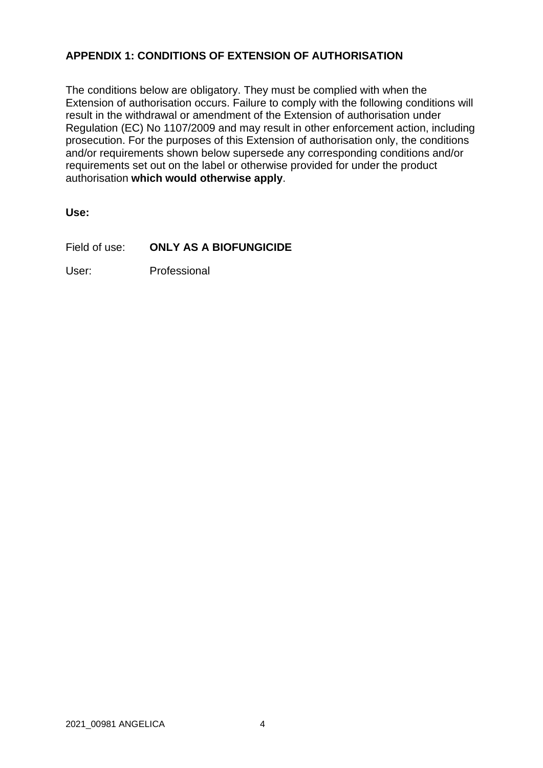## APPENDIX 1: CONDITIONS OF EXTENSION OF AUTHORISATION

The conditions below are obligatory. They must be complied with when the Extension of authorisation occurs. Failure to comply with the following conditions will result in the withdrawal or amendment of the Extension of authorisation under Regulation (EC) No 1107/2009 and may result in other enforcement action, including prosecution. For the purposes of this Extension of authorisation only, the conditions and/or requirements shown below supersede any corresponding conditions and/or requirements set out on the label or otherwise provided for under the product authorisation **which would otherwise apply**.

**Use:**

Field of use: **ONLY AS A BIOFUNGICIDE**

User: Professional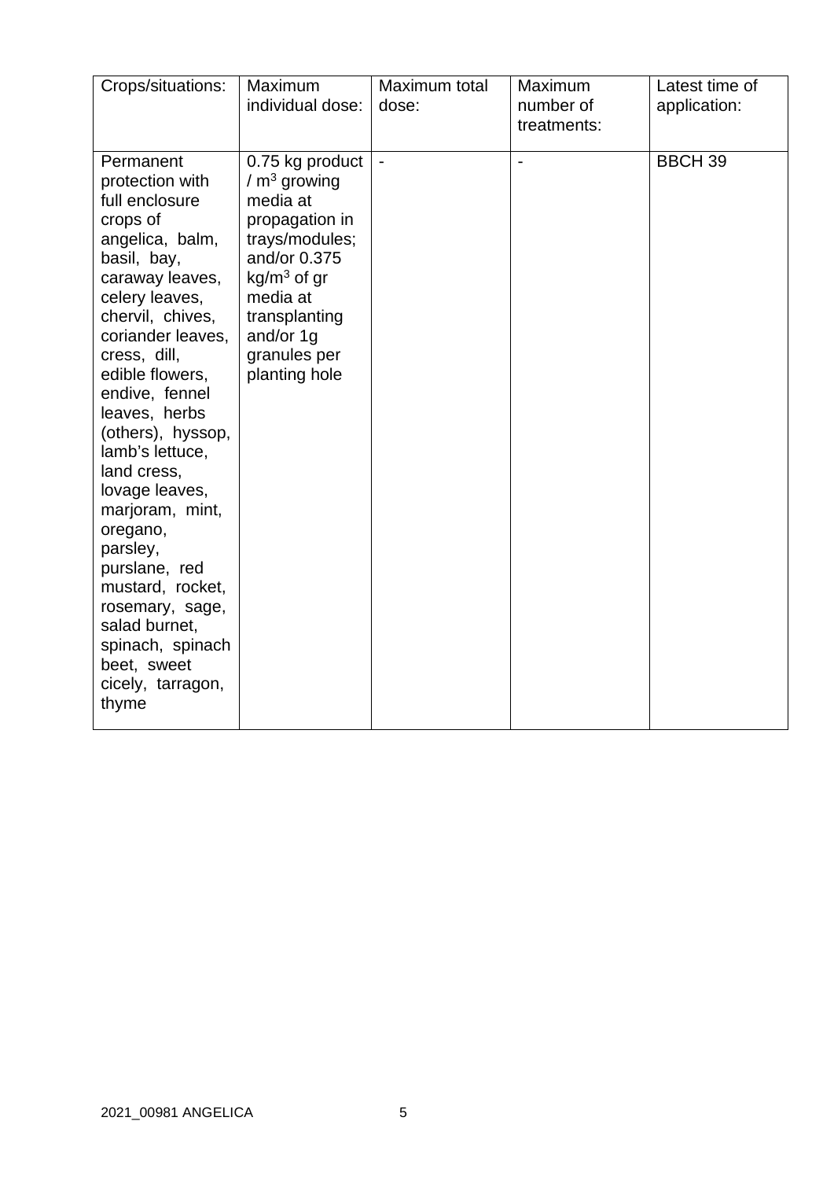| Crops/situations: | Maximum individual dose: | Maximum total dose: | Maximum number of treatments: | Latest time of application: |
|---|---|---|---|---|
| Permanent protection with full enclosure crops of angelica, balm, basil, bay, caraway leaves, celery leaves, chervil, chives, coriander leaves, cress, dill, edible flowers, endive, fennel leaves, herbs (others), hyssop, lamb's lettuce, land cress, lovage leaves, marjoram, mint, oregano, parsley, purslane, red mustard, rocket, rosemary, sage, salad burnet, spinach, spinach beet, sweet cicely, tarragon, thyme | 0.75 kg product / $m^3$ growing media at propagation in trays/modules; and/or 0.375 $kg/m^3$ of gr media at transplanting and/or 1g granules per planting hole | - | - | BBCH 39 |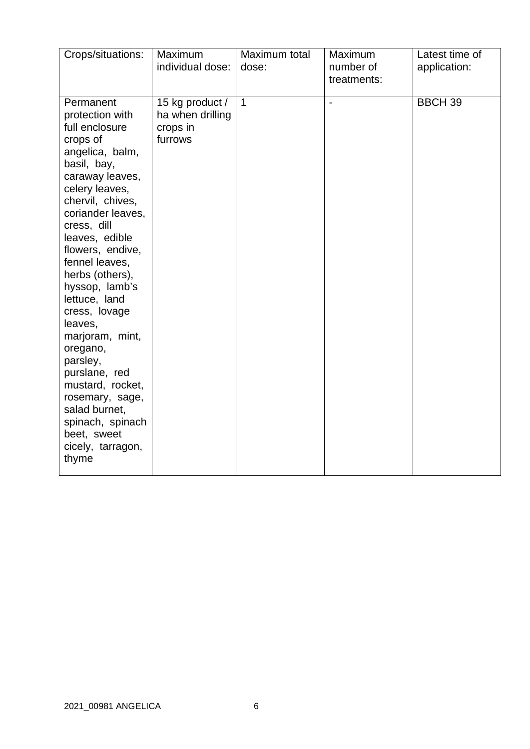| Crops/situations: | Maximum individual dose: | Maximum total dose: | Maximum number of treatments: | Latest time of application: |
|---|---|---|---|---|
| Permanent protection with full enclosure crops of angelica, balm, basil, bay, caraway leaves, celery leaves, chervil, chives, coriander leaves, cress, dill leaves, edible flowers, endive, fennel leaves, herbs (others), hyssop, lamb's lettuce, land cress, lovage leaves, marjoram, mint, oregano, parsley, purslane, red mustard, rocket, rosemary, sage, salad burnet, spinach, spinach beet, sweet cicely, tarragon, thyme | 15 kg product / ha when drilling crops in furrows | 1 | - | BBCH 39 |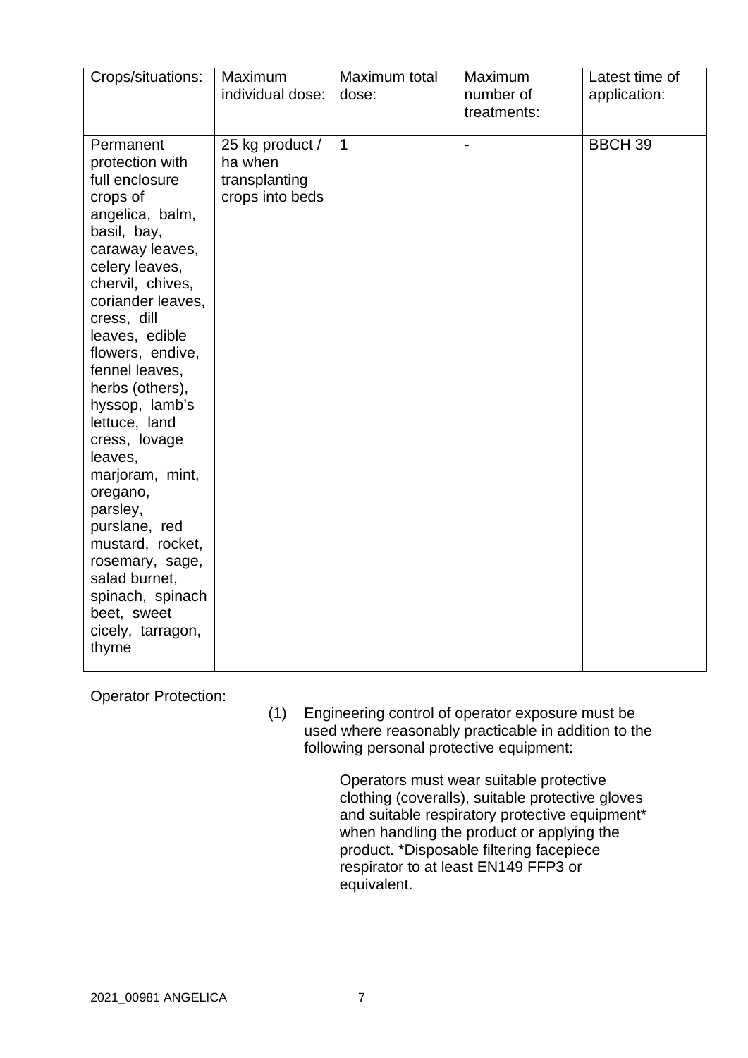| Crops/situations: | Maximum individual dose: | Maximum total dose: | Maximum number of treatments: | Latest time of application: |
|---|---|---|---|---|
| Permanent protection with full enclosure crops of angelica, balm, basil, bay, caraway leaves, celery leaves, chervil, chives, coriander leaves, cress, dill leaves, edible flowers, endive, fennel leaves, herbs (others), hyssop, lamb's lettuce, land cress, lovage leaves, marjoram, mint, oregano, parsley, purslane, red mustard, rocket, rosemary, sage, salad burnet, spinach, spinach beet, sweet cicely, tarragon, thyme | 25 kg product / ha when transplanting crops into beds | 1 | - | BBCH 39 |

Operator Protection:

(1) Engineering control of operator exposure must be used where reasonably practicable in addition to the following personal protective equipment:

Operators must wear suitable protective clothing (coveralls), suitable protective gloves and suitable respiratory protective equipment* when handling the product or applying the product. *Disposable filtering facepiece respirator to at least EN149 FFP3 or equivalent.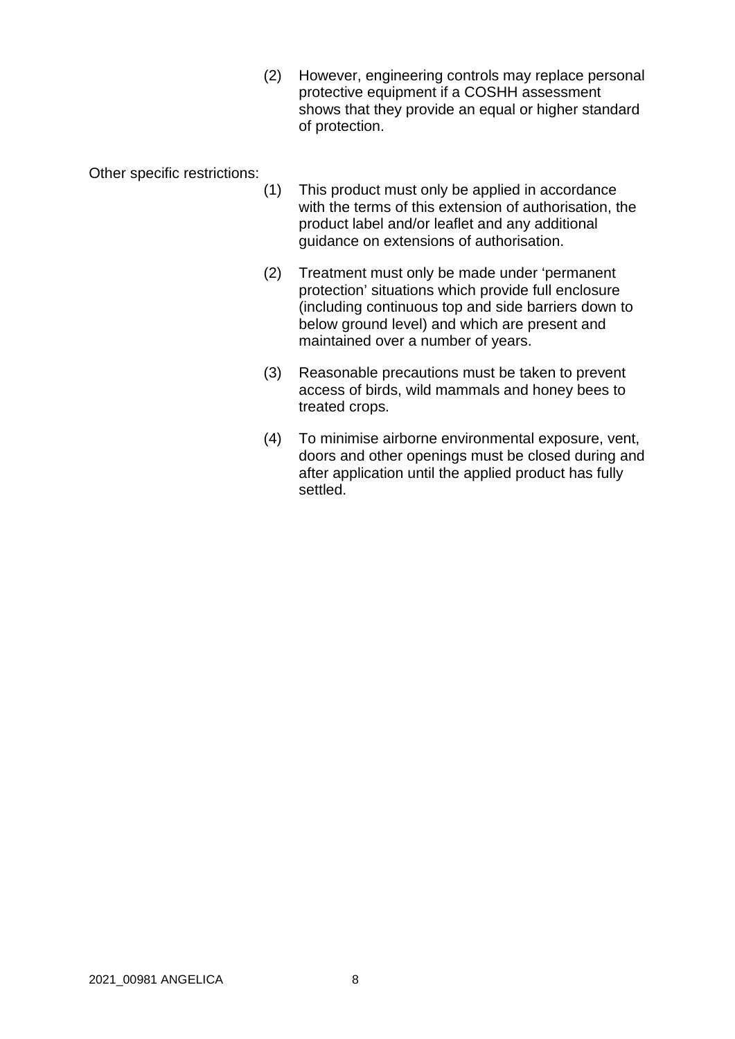(2) However, engineering controls may replace personal protective equipment if a COSHH assessment shows that they provide an equal or higher standard of protection.

Other specific restrictions:

(1) This product must only be applied in accordance with the terms of this extension of authorisation, the product label and/or leaflet and any additional guidance on extensions of authorisation.

(2) Treatment must only be made under 'permanent protection' situations which provide full enclosure (including continuous top and side barriers down to below ground level) and which are present and maintained over a number of years.

(3) Reasonable precautions must be taken to prevent access of birds, wild mammals and honey bees to treated crops.

(4) To minimise airborne environmental exposure, vent, doors and other openings must be closed during and after application until the applied product has fully settled.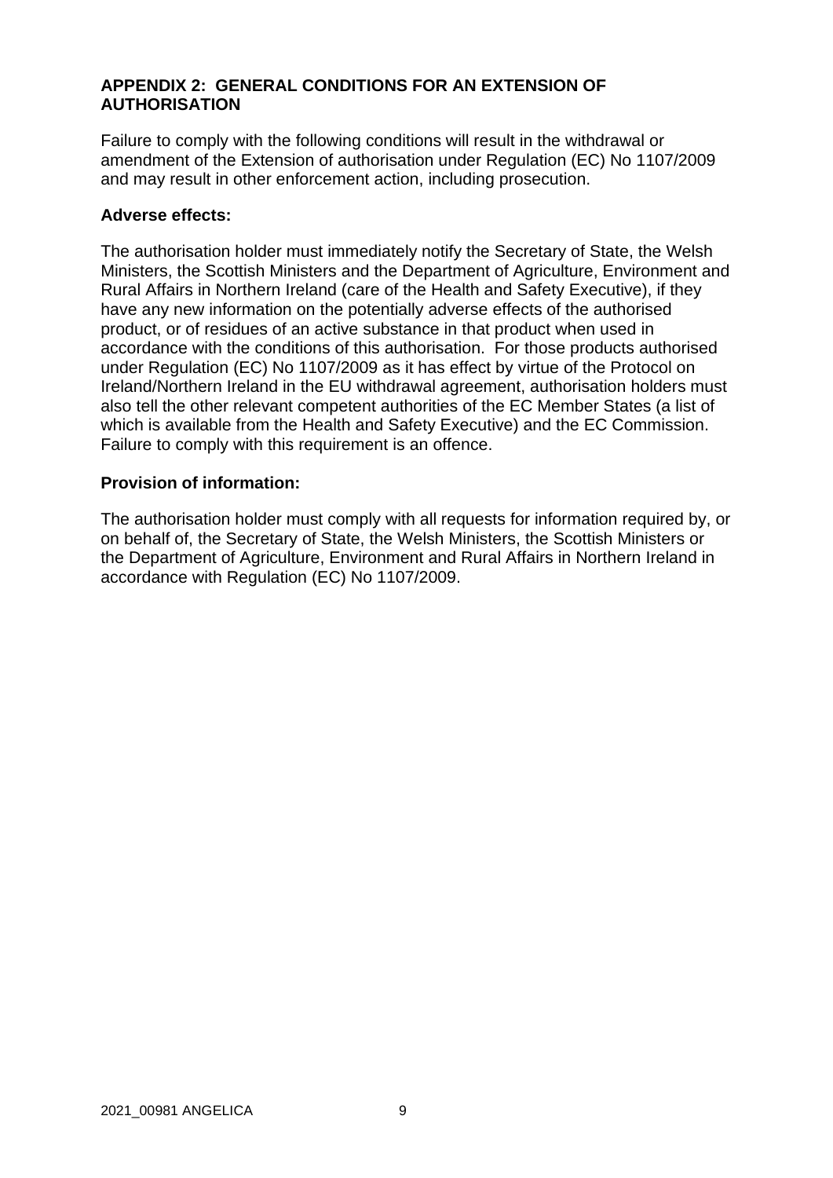## APPENDIX 2: GENERAL CONDITIONS FOR AN EXTENSION OF AUTHORISATION

Failure to comply with the following conditions will result in the withdrawal or amendment of the Extension of authorisation under Regulation (EC) No 1107/2009 and may result in other enforcement action, including prosecution.

**Adverse effects:**

The authorisation holder must immediately notify the Secretary of State, the Welsh Ministers, the Scottish Ministers and the Department of Agriculture, Environment and Rural Affairs in Northern Ireland (care of the Health and Safety Executive), if they have any new information on the potentially adverse effects of the authorised product, or of residues of an active substance in that product when used in accordance with the conditions of this authorisation. For those products authorised under Regulation (EC) No 1107/2009 as it has effect by virtue of the Protocol on Ireland/Northern Ireland in the EU withdrawal agreement, authorisation holders must also tell the other relevant competent authorities of the EC Member States (a list of which is available from the Health and Safety Executive) and the EC Commission. Failure to comply with this requirement is an offence.

**Provision of information:**

The authorisation holder must comply with all requests for information required by, or on behalf of, the Secretary of State, the Welsh Ministers, the Scottish Ministers or the Department of Agriculture, Environment and Rural Affairs in Northern Ireland in accordance with Regulation (EC) No 1107/2009.